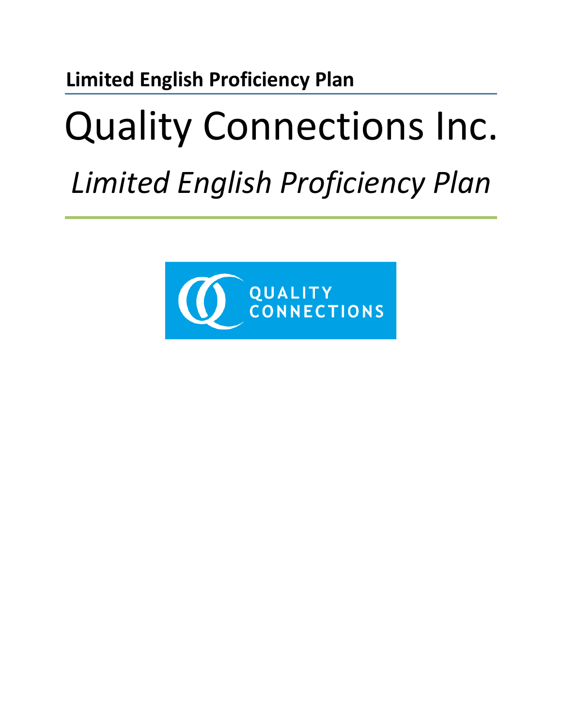**Limited English Proficiency Plan**

# Quality Connections Inc.

## *Limited English Proficiency Plan*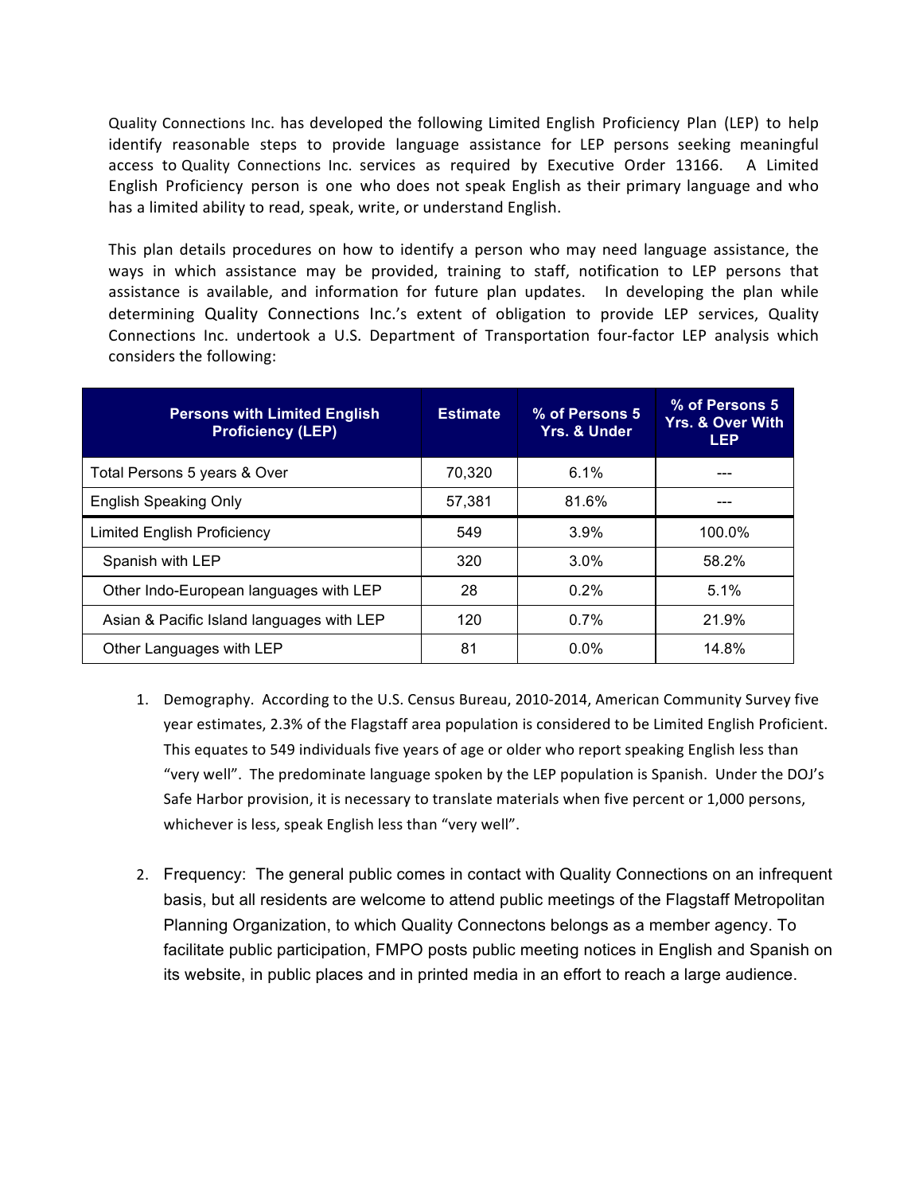Quality Connections Inc. has developed the following Limited English Proficiency Plan (LEP) to help identify reasonable steps to provide language assistance for LEP persons seeking meaningful access to Quality Connections Inc. services as required by Executive Order 13166. A Limited English Proficiency person is one who does not speak English as their primary language and who has a limited ability to read, speak, write, or understand English.

This plan details procedures on how to identify a person who may need language assistance, the ways in which assistance may be provided, training to staff, notification to LEP persons that assistance is available, and information for future plan updates. In developing the plan while determining Quality Connections Inc.'s extent of obligation to provide LEP services, Quality Connections Inc. undertook a U.S. Department of Transportation four-factor LEP analysis which considers the following:

| Persons with Limited English Proficiency (LEP) | Estimate | % of Persons 5 Yrs. & Under | % of Persons 5 Yrs. & Over With LEP |
|---|---|---|---|
| Total Persons 5 years & Over | 70,320 | 6.1% | --- |
| English Speaking Only | 57,381 | 81.6% | --- |
| Limited English Proficiency | 549 | 3.9% | 100.0% |
| Spanish with LEP | 320 | 3.0% | 58.2% |
| Other Indo-European languages with LEP | 28 | 0.2% | 5.1% |
| Asian & Pacific Island languages with LEP | 120 | 0.7% | 21.9% |
| Other Languages with LEP | 81 | 0.0% | 14.8% |

1. Demography. According to the U.S. Census Bureau, 2010-2014, American Community Survey five year estimates, 2.3% of the Flagstaff area population is considered to be Limited English Proficient. This equates to 549 individuals five years of age or older who report speaking English less than "very well". The predominate language spoken by the LEP population is Spanish. Under the DOJ's Safe Harbor provision, it is necessary to translate materials when five percent or 1,000 persons, whichever is less, speak English less than "very well".

2. Frequency: The general public comes in contact with Quality Connections on an infrequent basis, but all residents are welcome to attend public meetings of the Flagstaff Metropolitan Planning Organization, to which Quality Connectons belongs as a member agency. To facilitate public participation, FMPO posts public meeting notices in English and Spanish on its website, in public places and in printed media in an effort to reach a large audience.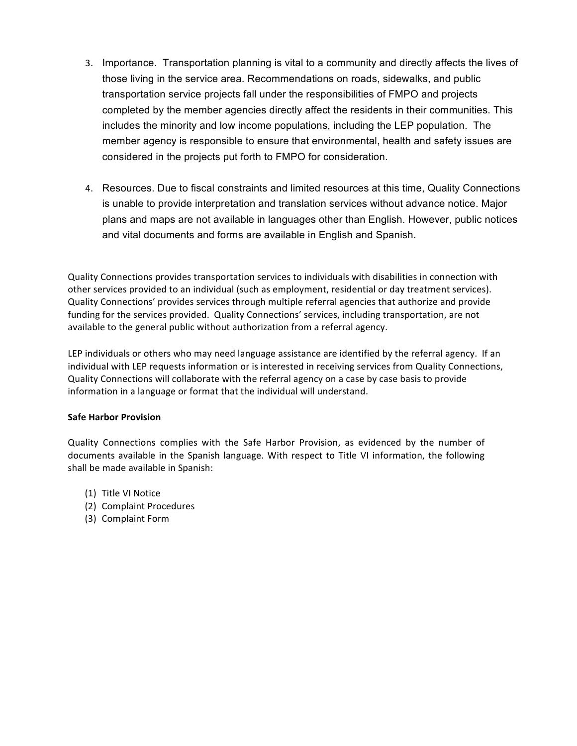3. Importance. Transportation planning is vital to a community and directly affects the lives of those living in the service area. Recommendations on roads, sidewalks, and public transportation service projects fall under the responsibilities of FMPO and projects completed by the member agencies directly affect the residents in their communities. This includes the minority and low income populations, including the LEP population. The member agency is responsible to ensure that environmental, health and safety issues are considered in the projects put forth to FMPO for consideration.

4. Resources. Due to fiscal constraints and limited resources at this time, Quality Connections is unable to provide interpretation and translation services without advance notice. Major plans and maps are not available in languages other than English. However, public notices and vital documents and forms are available in English and Spanish.

Quality Connections provides transportation services to individuals with disabilities in connection with other services provided to an individual (such as employment, residential or day treatment services). Quality Connections' provides services through multiple referral agencies that authorize and provide funding for the services provided. Quality Connections' services, including transportation, are not available to the general public without authorization from a referral agency.

LEP individuals or others who may need language assistance are identified by the referral agency. If an individual with LEP requests information or is interested in receiving services from Quality Connections, Quality Connections will collaborate with the referral agency on a case by case basis to provide information in a language or format that the individual will understand.

**Safe Harbor Provision**

Quality Connections complies with the Safe Harbor Provision, as evidenced by the number of documents available in the Spanish language. With respect to Title VI information, the following shall be made available in Spanish:

(1) Title VI Notice
(2) Complaint Procedures
(3) Complaint Form